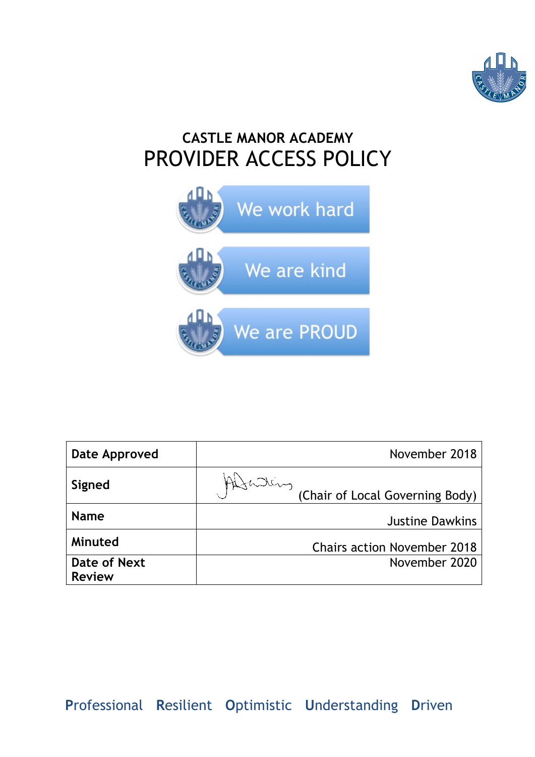# CASTLE MANOR ACADEMY
# PROVIDER ACCESS POLICY

We work hard

We are kind

We are PROUD

| Date Approved | November 2018 |
|---|---|
| Signed | (Chair of Local Governing Body) |
| Name | Justine Dawkins |
| Minuted | Chairs action November 2018 |
| Date of Next Review | November 2020 |

**P**rofessional **R**esilient **O**ptimistic **U**nderstanding **D**riven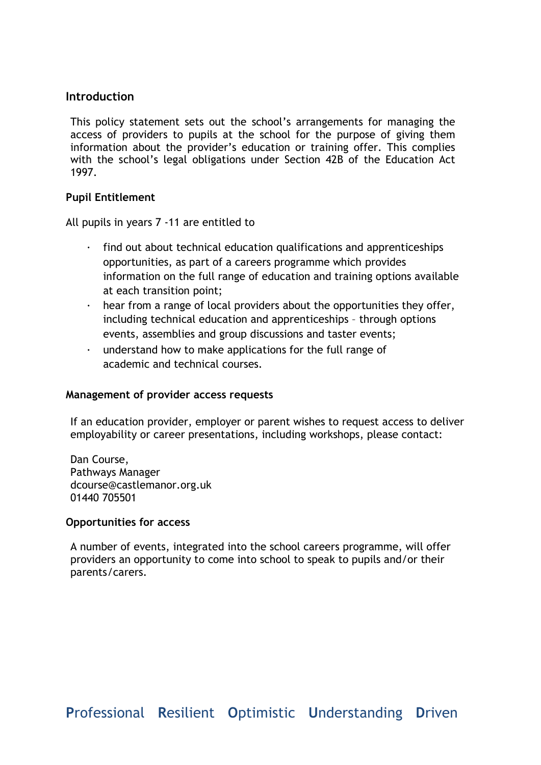## Introduction

This policy statement sets out the school's arrangements for managing the access of providers to pupils at the school for the purpose of giving them information about the provider's education or training offer. This complies with the school's legal obligations under Section 42B of the Education Act 1997.

## Pupil Entitlement

All pupils in years 7 -11 are entitled to

- find out about technical education qualifications and apprenticeships opportunities, as part of a careers programme which provides information on the full range of education and training options available at each transition point;
- hear from a range of local providers about the opportunities they offer, including technical education and apprenticeships – through options events, assemblies and group discussions and taster events;
- understand how to make applications for the full range of academic and technical courses.

## Management of provider access requests

If an education provider, employer or parent wishes to request access to deliver employability or career presentations, including workshops, please contact:

Dan Course,
Pathways Manager
dcourse@castlemanor.org.uk
01440 705501

## Opportunities for access

A number of events, integrated into the school careers programme, will offer providers an opportunity to come into school to speak to pupils and/or their parents/carers.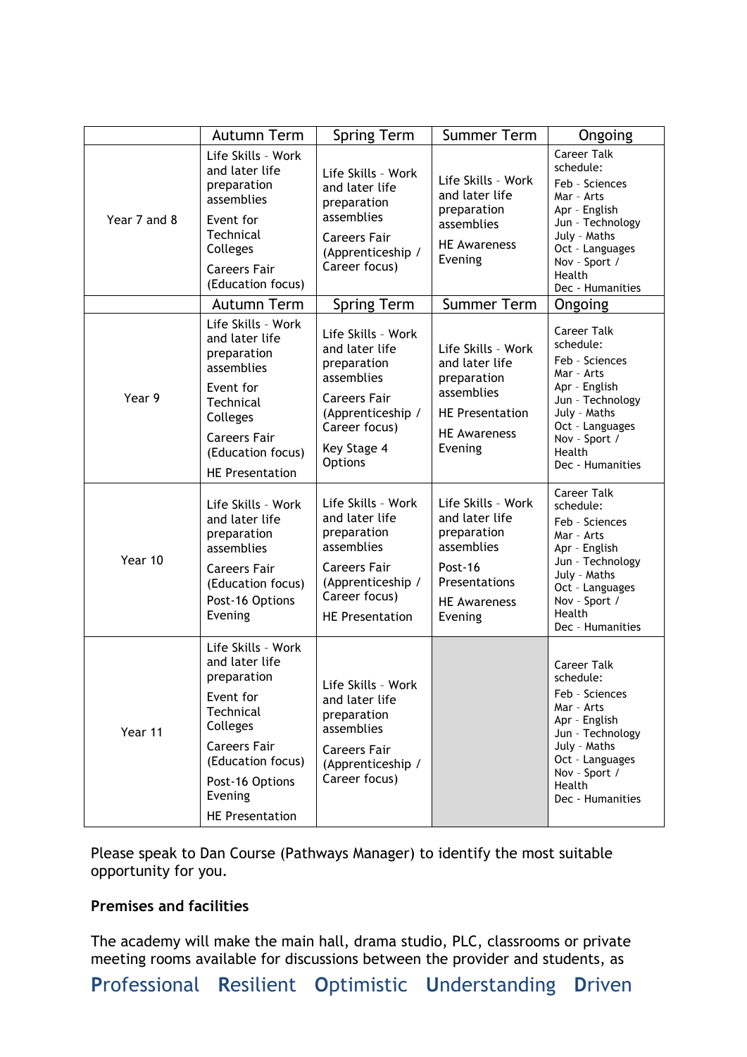| | Autumn Term | Spring Term | Summer Term | Ongoing |
|---|---|---|---|---|
| Year 7 and 8 | Life Skills - Work and later life preparation assemblies<br>Event for Technical Colleges<br>Careers Fair (Education focus) | Life Skills - Work and later life preparation assemblies<br>Careers Fair (Apprenticeship / Career focus) | Life Skills - Work and later life preparation assemblies<br>HE Awareness Evening | Career Talk schedule:<br>Feb - Sciences<br>Mar - Arts<br>Apr - English<br>Jun - Technology<br>July - Maths<br>Oct - Languages<br>Nov - Sport / Health<br>Dec - Humanities |
| | Autumn Term | Spring Term | Summer Term | Ongoing |
| Year 9 | Life Skills - Work and later life preparation assemblies<br>Event for Technical Colleges<br>Careers Fair (Education focus)<br>HE Presentation | Life Skills - Work and later life preparation assemblies<br>Careers Fair (Apprenticeship / Career focus)<br>Key Stage 4 Options | Life Skills - Work and later life preparation assemblies<br>HE Presentation<br>HE Awareness Evening | Career Talk schedule:<br>Feb - Sciences<br>Mar - Arts<br>Apr - English<br>Jun - Technology<br>July - Maths<br>Oct - Languages<br>Nov - Sport / Health<br>Dec - Humanities |
| Year 10 | Life Skills - Work and later life preparation assemblies<br>Careers Fair (Education focus)<br>Post-16 Options Evening | Life Skills - Work and later life preparation assemblies<br>Careers Fair (Apprenticeship / Career focus)<br>HE Presentation | Life Skills - Work and later life preparation assemblies<br>Post-16 Presentations<br>HE Awareness Evening | Career Talk schedule:<br>Feb - Sciences<br>Mar - Arts<br>Apr - English<br>Jun - Technology<br>July - Maths<br>Oct - Languages<br>Nov - Sport / Health<br>Dec - Humanities |
| Year 11 | Life Skills - Work and later life preparation<br>Event for Technical Colleges<br>Careers Fair (Education focus)<br>Post-16 Options Evening<br>HE Presentation | Life Skills - Work and later life preparation assemblies<br>Careers Fair (Apprenticeship / Career focus) | | Career Talk schedule:<br>Feb - Sciences<br>Mar - Arts<br>Apr - English<br>Jun - Technology<br>July - Maths<br>Oct - Languages<br>Nov - Sport / Health<br>Dec - Humanities |

Please speak to Dan Course (Pathways Manager) to identify the most suitable opportunity for you.

**Premises and facilities**

The academy will make the main hall, drama studio, PLC, classrooms or private meeting rooms available for discussions between the provider and students, as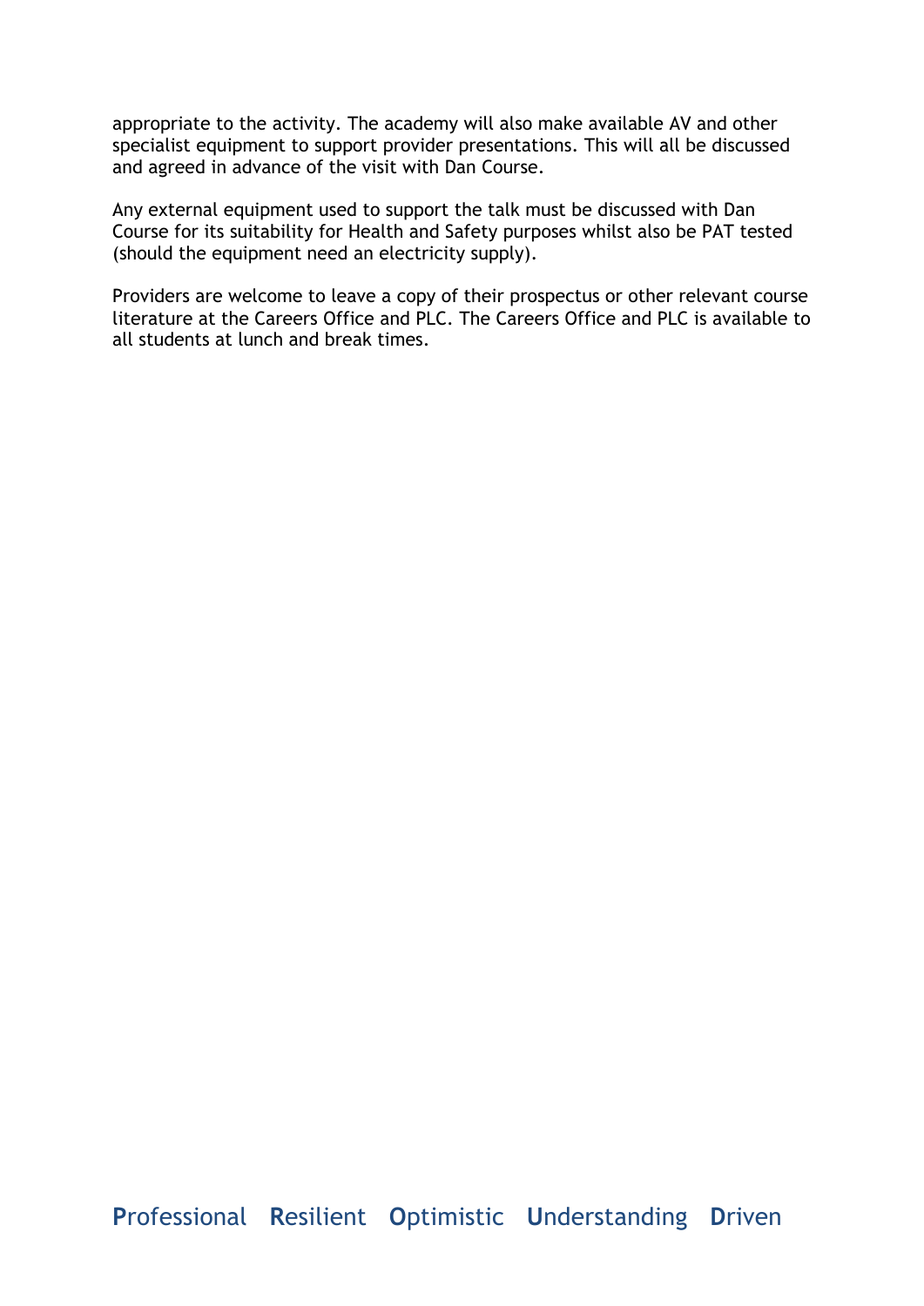appropriate to the activity. The academy will also make available AV and other specialist equipment to support provider presentations. This will all be discussed and agreed in advance of the visit with Dan Course.

Any external equipment used to support the talk must be discussed with Dan Course for its suitability for Health and Safety purposes whilst also be PAT tested (should the equipment need an electricity supply).

Providers are welcome to leave a copy of their prospectus or other relevant course literature at the Careers Office and PLC. The Careers Office and PLC is available to all students at lunch and break times.